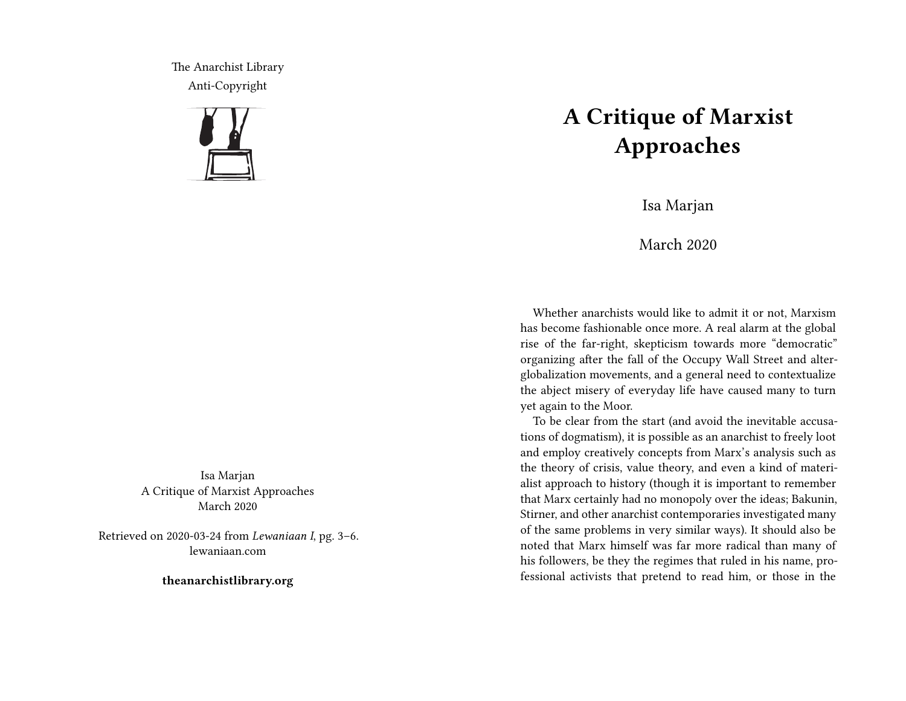The Anarchist Library
Anti-Copyright

Isa Marjan
A Critique of Marxist Approaches
March 2020

Retrieved on 2020-03-24 from *Lewaniaan I*, pg. 3–6.
lewaniaan.com

**theanarchistlibrary.org**

# A Critique of Marxist Approaches

Isa Marjan

March 2020

Whether anarchists would like to admit it or not, Marxism has become fashionable once more. A real alarm at the global rise of the far-right, skepticism towards more "democratic" organizing after the fall of the Occupy Wall Street and alter-globalization movements, and a general need to contextualize the abject misery of everyday life have caused many to turn yet again to the Moor.

To be clear from the start (and avoid the inevitable accusations of dogmatism), it is possible as an anarchist to freely loot and employ creatively concepts from Marx's analysis such as the theory of crisis, value theory, and even a kind of materialist approach to history (though it is important to remember that Marx certainly had no monopoly over the ideas; Bakunin, Stirner, and other anarchist contemporaries investigated many of the same problems in very similar ways). It should also be noted that Marx himself was far more radical than many of his followers, be they the regimes that ruled in his name, professional activists that pretend to read him, or those in the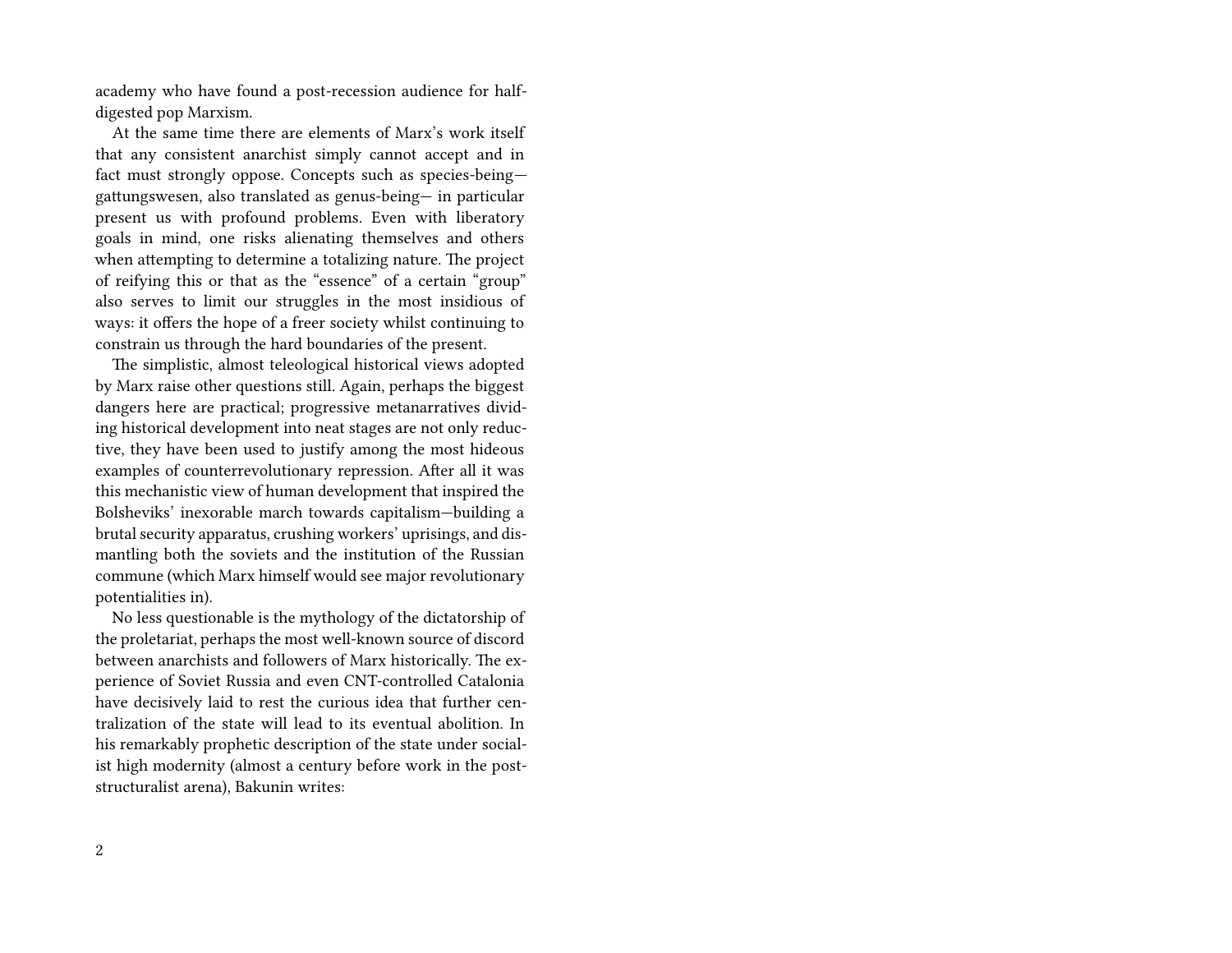academy who have found a post-recession audience for half-digested pop Marxism.

At the same time there are elements of Marx's work itself that any consistent anarchist simply cannot accept and in fact must strongly oppose. Concepts such as species-being—gattungswesen, also translated as genus-being— in particular present us with profound problems. Even with liberatory goals in mind, one risks alienating themselves and others when attempting to determine a totalizing nature. The project of reifying this or that as the "essence" of a certain "group" also serves to limit our struggles in the most insidious of ways: it offers the hope of a freer society whilst continuing to constrain us through the hard boundaries of the present.

The simplistic, almost teleological historical views adopted by Marx raise other questions still. Again, perhaps the biggest dangers here are practical; progressive metanarratives dividing historical development into neat stages are not only reductive, they have been used to justify among the most hideous examples of counterrevolutionary repression. After all it was this mechanistic view of human development that inspired the Bolsheviks' inexorable march towards capitalism—building a brutal security apparatus, crushing workers' uprisings, and dismantling both the soviets and the institution of the Russian commune (which Marx himself would see major revolutionary potentialities in).

No less questionable is the mythology of the dictatorship of the proletariat, perhaps the most well-known source of discord between anarchists and followers of Marx historically. The experience of Soviet Russia and even CNT-controlled Catalonia have decisively laid to rest the curious idea that further centralization of the state will lead to its eventual abolition. In his remarkably prophetic description of the state under socialist high modernity (almost a century before work in the post-structuralist arena), Bakunin writes: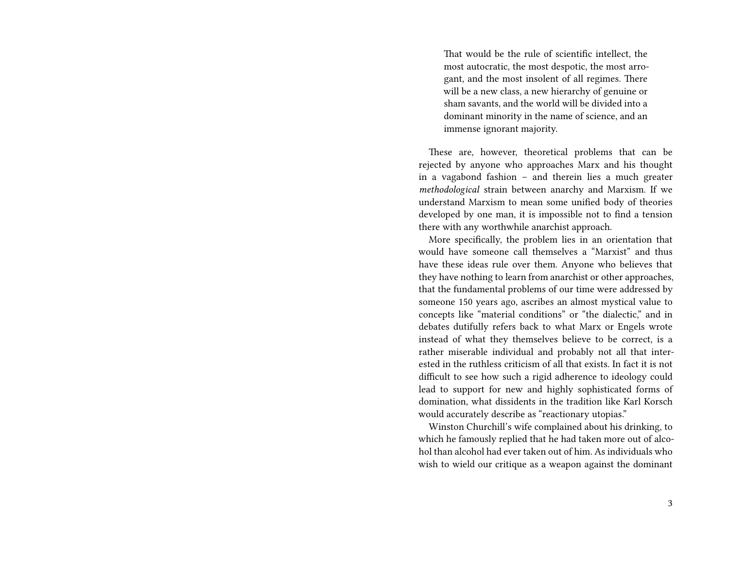> That would be the rule of scientific intellect, the most autocratic, the most despotic, the most arrogant, and the most insolent of all regimes. There will be a new class, a new hierarchy of genuine or sham savants, and the world will be divided into a dominant minority in the name of science, and an immense ignorant majority.

These are, however, theoretical problems that can be rejected by anyone who approaches Marx and his thought in a vagabond fashion – and therein lies a much greater *methodological* strain between anarchy and Marxism. If we understand Marxism to mean some unified body of theories developed by one man, it is impossible not to find a tension there with any worthwhile anarchist approach.

More specifically, the problem lies in an orientation that would have someone call themselves a "Marxist" and thus have these ideas rule over them. Anyone who believes that they have nothing to learn from anarchist or other approaches, that the fundamental problems of our time were addressed by someone 150 years ago, ascribes an almost mystical value to concepts like "material conditions" or "the dialectic," and in debates dutifully refers back to what Marx or Engels wrote instead of what they themselves believe to be correct, is a rather miserable individual and probably not all that interested in the ruthless criticism of all that exists. In fact it is not difficult to see how such a rigid adherence to ideology could lead to support for new and highly sophisticated forms of domination, what dissidents in the tradition like Karl Korsch would accurately describe as "reactionary utopias."

Winston Churchill's wife complained about his drinking, to which he famously replied that he had taken more out of alcohol than alcohol had ever taken out of him. As individuals who wish to wield our critique as a weapon against the dominant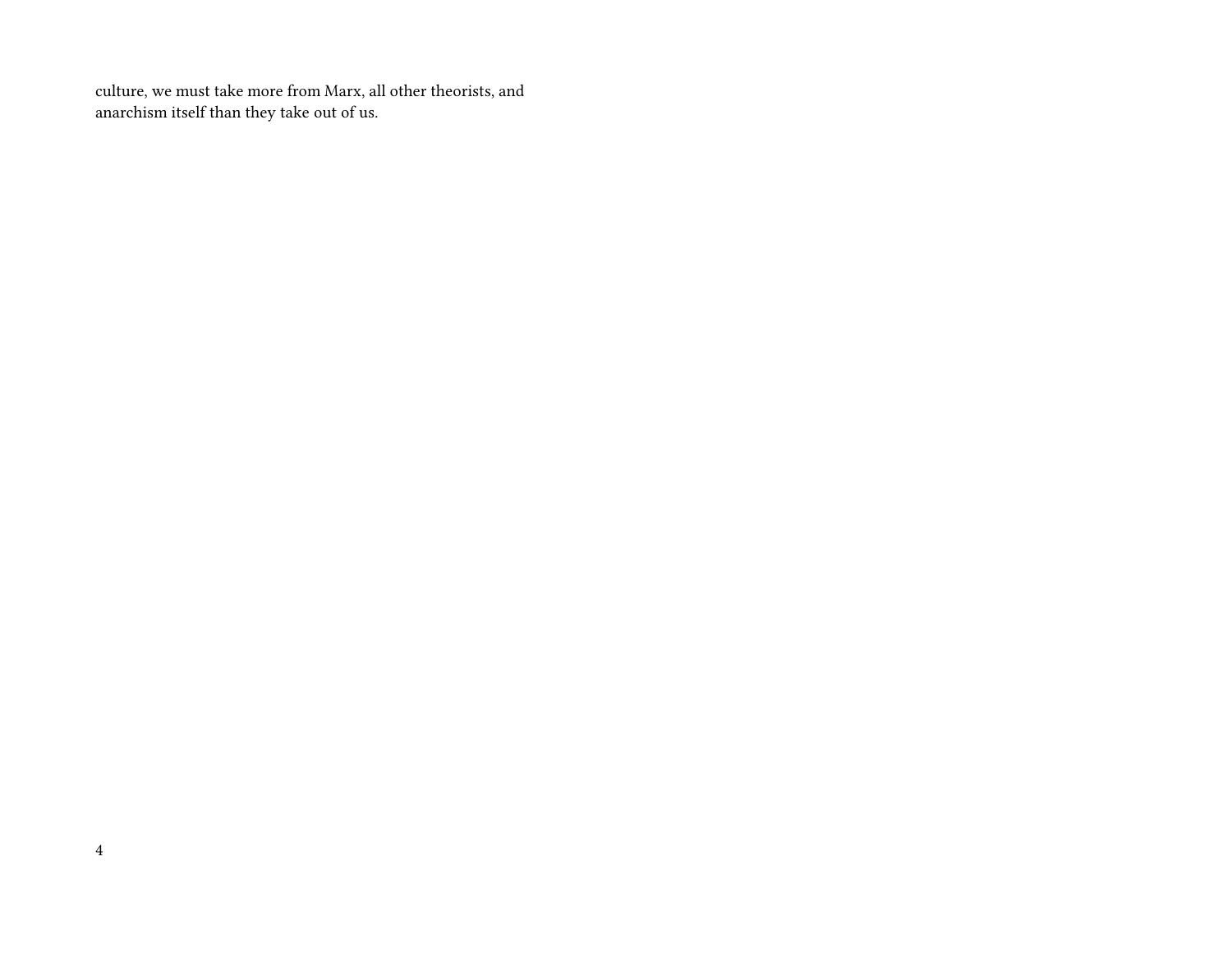culture, we must take more from Marx, all other theorists, and anarchism itself than they take out of us.